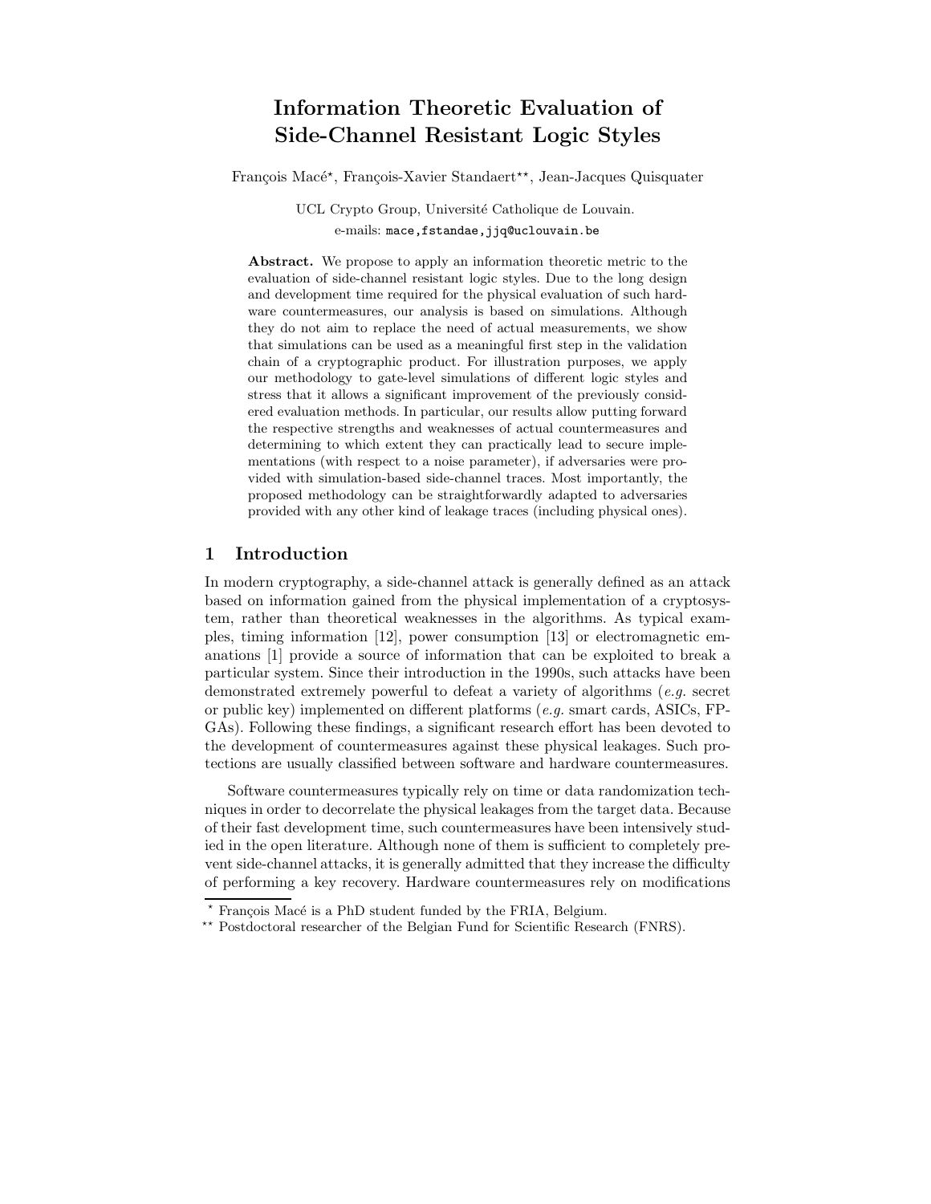# Information Theoretic Evaluation of Side-Channel Resistant Logic Styles

François Macé⋆, François-Xavier Standaert⋆⋆, Jean-Jacques Quisquater

UCL Crypto Group, Université Catholique de Louvain.
e-mails: mace,fstandae,jjq@uclouvain.be

**Abstract.** We propose to apply an information theoretic metric to the evaluation of side-channel resistant logic styles. Due to the long design and development time required for the physical evaluation of such hardware countermeasures, our analysis is based on simulations. Although they do not aim to replace the need of actual measurements, we show that simulations can be used as a meaningful first step in the validation chain of a cryptographic product. For illustration purposes, we apply our methodology to gate-level simulations of different logic styles and stress that it allows a significant improvement of the previously considered evaluation methods. In particular, our results allow putting forward the respective strengths and weaknesses of actual countermeasures and determining to which extent they can practically lead to secure implementations (with respect to a noise parameter), if adversaries were provided with simulation-based side-channel traces. Most importantly, the proposed methodology can be straightforwardly adapted to adversaries provided with any other kind of leakage traces (including physical ones).

## 1 Introduction

In modern cryptography, a side-channel attack is generally defined as an attack based on information gained from the physical implementation of a cryptosystem, rather than theoretical weaknesses in the algorithms. As typical examples, timing information [12], power consumption [13] or electromagnetic emanations [1] provide a source of information that can be exploited to break a particular system. Since their introduction in the 1990s, such attacks have been demonstrated extremely powerful to defeat a variety of algorithms (*e.g.* secret or public key) implemented on different platforms (*e.g.* smart cards, ASICs, FPGAs). Following these findings, a significant research effort has been devoted to the development of countermeasures against these physical leakages. Such protections are usually classified between software and hardware countermeasures.

Software countermeasures typically rely on time or data randomization techniques in order to decorrelate the physical leakages from the target data. Because of their fast development time, such countermeasures have been intensively studied in the open literature. Although none of them is sufficient to completely prevent side-channel attacks, it is generally admitted that they increase the difficulty of performing a key recovery. Hardware countermeasures rely on modifications

⋆ François Macé is a PhD student funded by the FRIA, Belgium.

⋆⋆ Postdoctoral researcher of the Belgian Fund for Scientific Research (FNRS).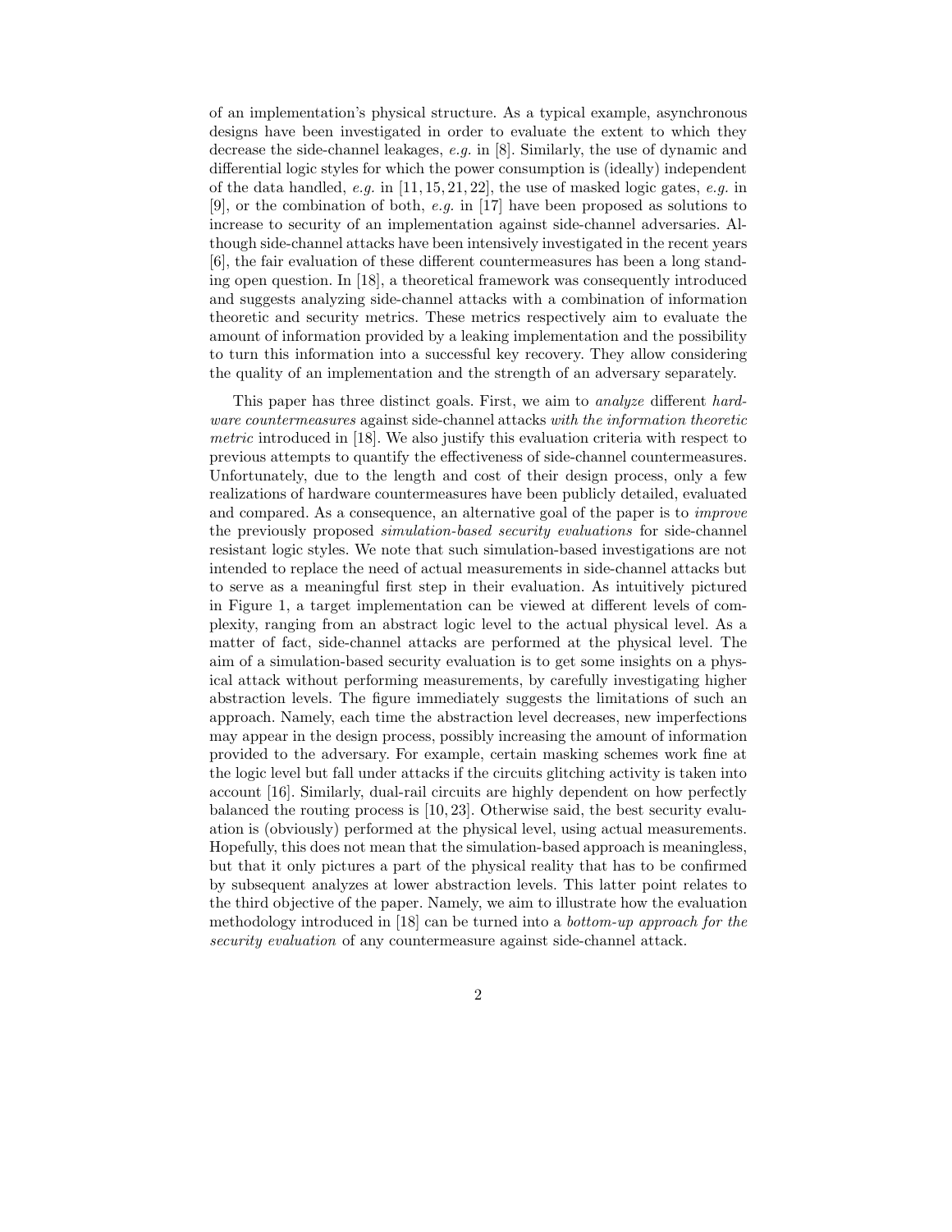of an implementation's physical structure. As a typical example, asynchronous designs have been investigated in order to evaluate the extent to which they decrease the side-channel leakages, *e.g.* in [8]. Similarly, the use of dynamic and differential logic styles for which the power consumption is (ideally) independent of the data handled, *e.g.* in [11, 15, 21, 22], the use of masked logic gates, *e.g.* in [9], or the combination of both, *e.g.* in [17] have been proposed as solutions to increase to security of an implementation against side-channel adversaries. Although side-channel attacks have been intensively investigated in the recent years [6], the fair evaluation of these different countermeasures has been a long standing open question. In [18], a theoretical framework was consequently introduced and suggests analyzing side-channel attacks with a combination of information theoretic and security metrics. These metrics respectively aim to evaluate the amount of information provided by a leaking implementation and the possibility to turn this information into a successful key recovery. They allow considering the quality of an implementation and the strength of an adversary separately.

This paper has three distinct goals. First, we aim to *analyze* different *hardware countermeasures* against side-channel attacks *with the information theoretic metric* introduced in [18]. We also justify this evaluation criteria with respect to previous attempts to quantify the effectiveness of side-channel countermeasures. Unfortunately, due to the length and cost of their design process, only a few realizations of hardware countermeasures have been publicly detailed, evaluated and compared. As a consequence, an alternative goal of the paper is to *improve* the previously proposed *simulation-based security evaluations* for side-channel resistant logic styles. We note that such simulation-based investigations are not intended to replace the need of actual measurements in side-channel attacks but to serve as a meaningful first step in their evaluation. As intuitively pictured in Figure 1, a target implementation can be viewed at different levels of complexity, ranging from an abstract logic level to the actual physical level. As a matter of fact, side-channel attacks are performed at the physical level. The aim of a simulation-based security evaluation is to get some insights on a physical attack without performing measurements, by carefully investigating higher abstraction levels. The figure immediately suggests the limitations of such an approach. Namely, each time the abstraction level decreases, new imperfections may appear in the design process, possibly increasing the amount of information provided to the adversary. For example, certain masking schemes work fine at the logic level but fall under attacks if the circuits glitching activity is taken into account [16]. Similarly, dual-rail circuits are highly dependent on how perfectly balanced the routing process is [10, 23]. Otherwise said, the best security evaluation is (obviously) performed at the physical level, using actual measurements. Hopefully, this does not mean that the simulation-based approach is meaningless, but that it only pictures a part of the physical reality that has to be confirmed by subsequent analyzes at lower abstraction levels. This latter point relates to the third objective of the paper. Namely, we aim to illustrate how the evaluation methodology introduced in [18] can be turned into a *bottom-up approach for the security evaluation* of any countermeasure against side-channel attack.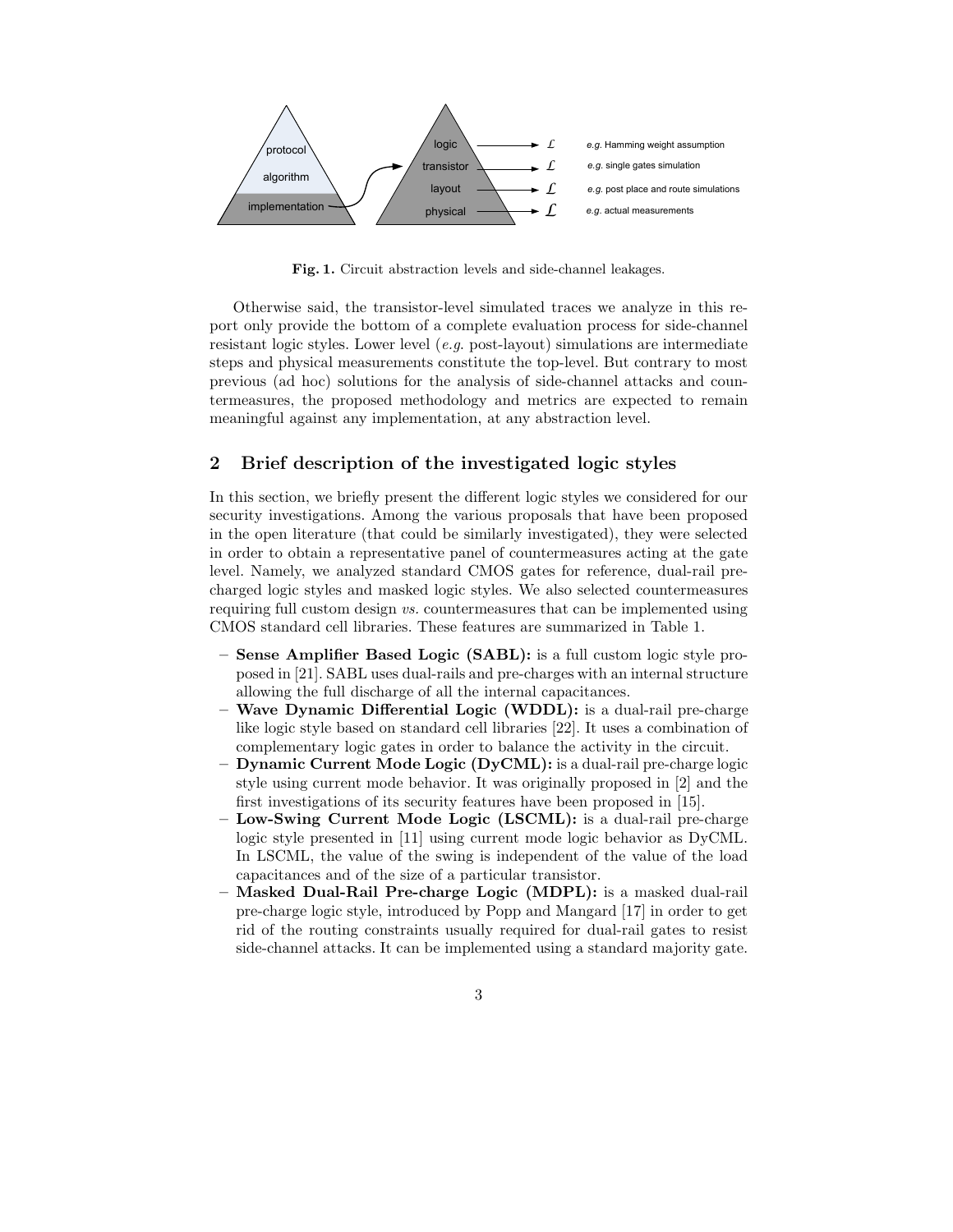Fig. 1. Circuit abstraction levels and side-channel leakages.

Otherwise said, the transistor-level simulated traces we analyze in this report only provide the bottom of a complete evaluation process for side-channel resistant logic styles. Lower level (*e.g.* post-layout) simulations are intermediate steps and physical measurements constitute the top-level. But contrary to most previous (ad hoc) solutions for the analysis of side-channel attacks and countermeasures, the proposed methodology and metrics are expected to remain meaningful against any implementation, at any abstraction level.

## 2 Brief description of the investigated logic styles

In this section, we briefly present the different logic styles we considered for our security investigations. Among the various proposals that have been proposed in the open literature (that could be similarly investigated), they were selected in order to obtain a representative panel of countermeasures acting at the gate level. Namely, we analyzed standard CMOS gates for reference, dual-rail pre-charged logic styles and masked logic styles. We also selected countermeasures requiring full custom design *vs.* countermeasures that can be implemented using CMOS standard cell libraries. These features are summarized in Table 1.

- **Sense Amplifier Based Logic (SABL):** is a full custom logic style proposed in [21]. SABL uses dual-rails and pre-charges with an internal structure allowing the full discharge of all the internal capacitances.
- **Wave Dynamic Differential Logic (WDDL):** is a dual-rail pre-charge like logic style based on standard cell libraries [22]. It uses a combination of complementary logic gates in order to balance the activity in the circuit.
- **Dynamic Current Mode Logic (DyCML):** is a dual-rail pre-charge logic style using current mode behavior. It was originally proposed in [2] and the first investigations of its security features have been proposed in [15].
- **Low-Swing Current Mode Logic (LSCML):** is a dual-rail pre-charge logic style presented in [11] using current mode logic behavior as DyCML. In LSCML, the value of the swing is independent of the value of the load capacitances and of the size of a particular transistor.
- **Masked Dual-Rail Pre-charge Logic (MDPL):** is a masked dual-rail pre-charge logic style, introduced by Popp and Mangard [17] in order to get rid of the routing constraints usually required for dual-rail gates to resist side-channel attacks. It can be implemented using a standard majority gate.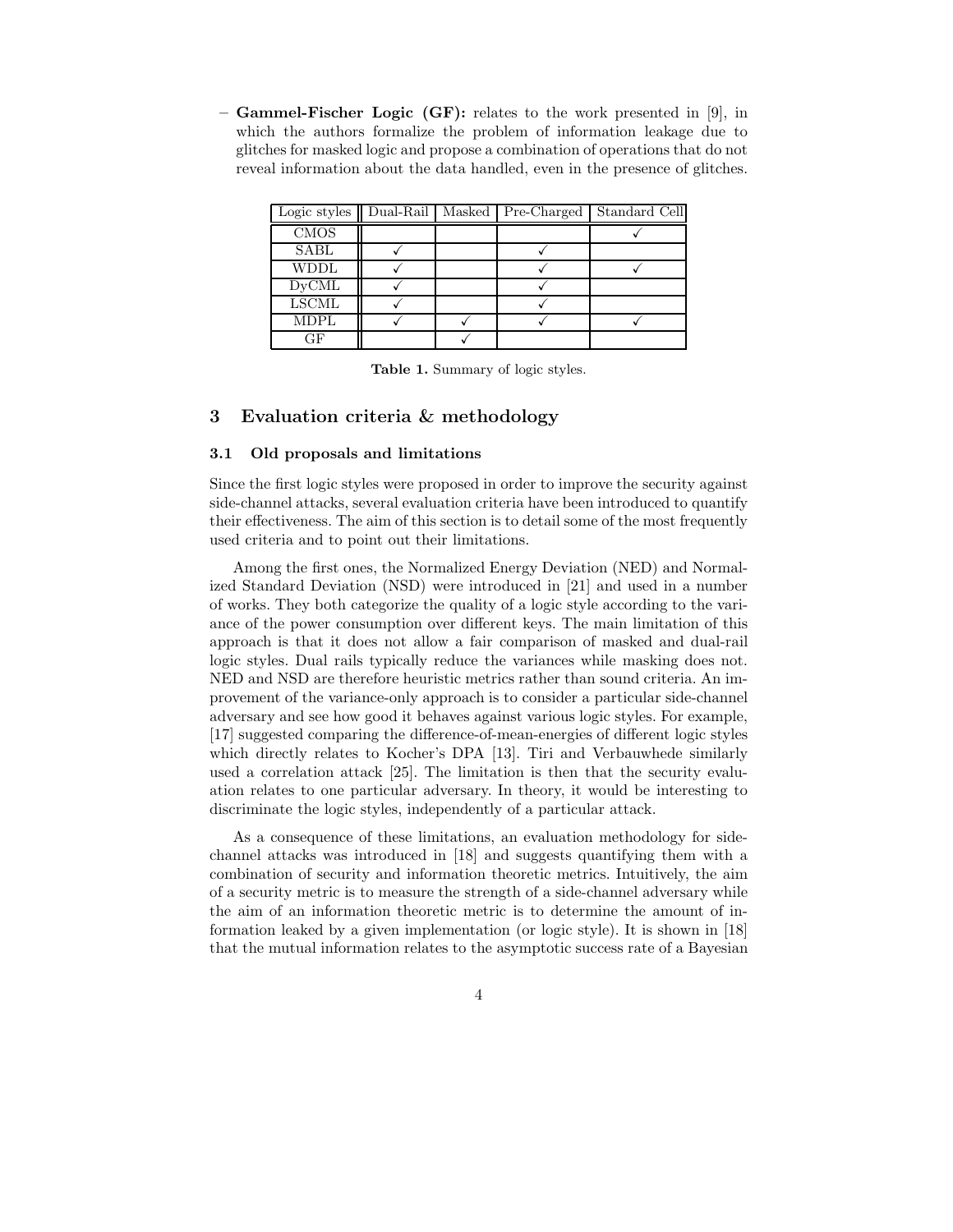– **Gammel-Fischer Logic (GF):** relates to the work presented in [9], in which the authors formalize the problem of information leakage due to glitches for masked logic and propose a combination of operations that do not reveal information about the data handled, even in the presence of glitches.

| Logic styles | Dual-Rail | Masked | Pre-Charged | Standard Cell |
|---|---|---|---|---|
| CMOS | | | | ✓ |
| SABL | ✓ | | ✓ | |
| WDDL | ✓ | | ✓ | ✓ |
| DyCML | ✓ | | ✓ | |
| LSCML | ✓ | | ✓ | |
| MDPL | ✓ | ✓ | ✓ | ✓ |
| GF | | ✓ | | |

**Table 1.** Summary of logic styles.

## 3 Evaluation criteria & methodology

### 3.1 Old proposals and limitations

Since the first logic styles were proposed in order to improve the security against side-channel attacks, several evaluation criteria have been introduced to quantify their effectiveness. The aim of this section is to detail some of the most frequently used criteria and to point out their limitations.

Among the first ones, the Normalized Energy Deviation (NED) and Normalized Standard Deviation (NSD) were introduced in [21] and used in a number of works. They both categorize the quality of a logic style according to the variance of the power consumption over different keys. The main limitation of this approach is that it does not allow a fair comparison of masked and dual-rail logic styles. Dual rails typically reduce the variances while masking does not. NED and NSD are therefore heuristic metrics rather than sound criteria. An improvement of the variance-only approach is to consider a particular side-channel adversary and see how good it behaves against various logic styles. For example, [17] suggested comparing the difference-of-mean-energies of different logic styles which directly relates to Kocher's DPA [13]. Tiri and Verbauwhede similarly used a correlation attack [25]. The limitation is then that the security evaluation relates to one particular adversary. In theory, it would be interesting to discriminate the logic styles, independently of a particular attack.

As a consequence of these limitations, an evaluation methodology for side-channel attacks was introduced in [18] and suggests quantifying them with a combination of security and information theoretic metrics. Intuitively, the aim of a security metric is to measure the strength of a side-channel adversary while the aim of an information theoretic metric is to determine the amount of information leaked by a given implementation (or logic style). It is shown in [18] that the mutual information relates to the asymptotic success rate of a Bayesian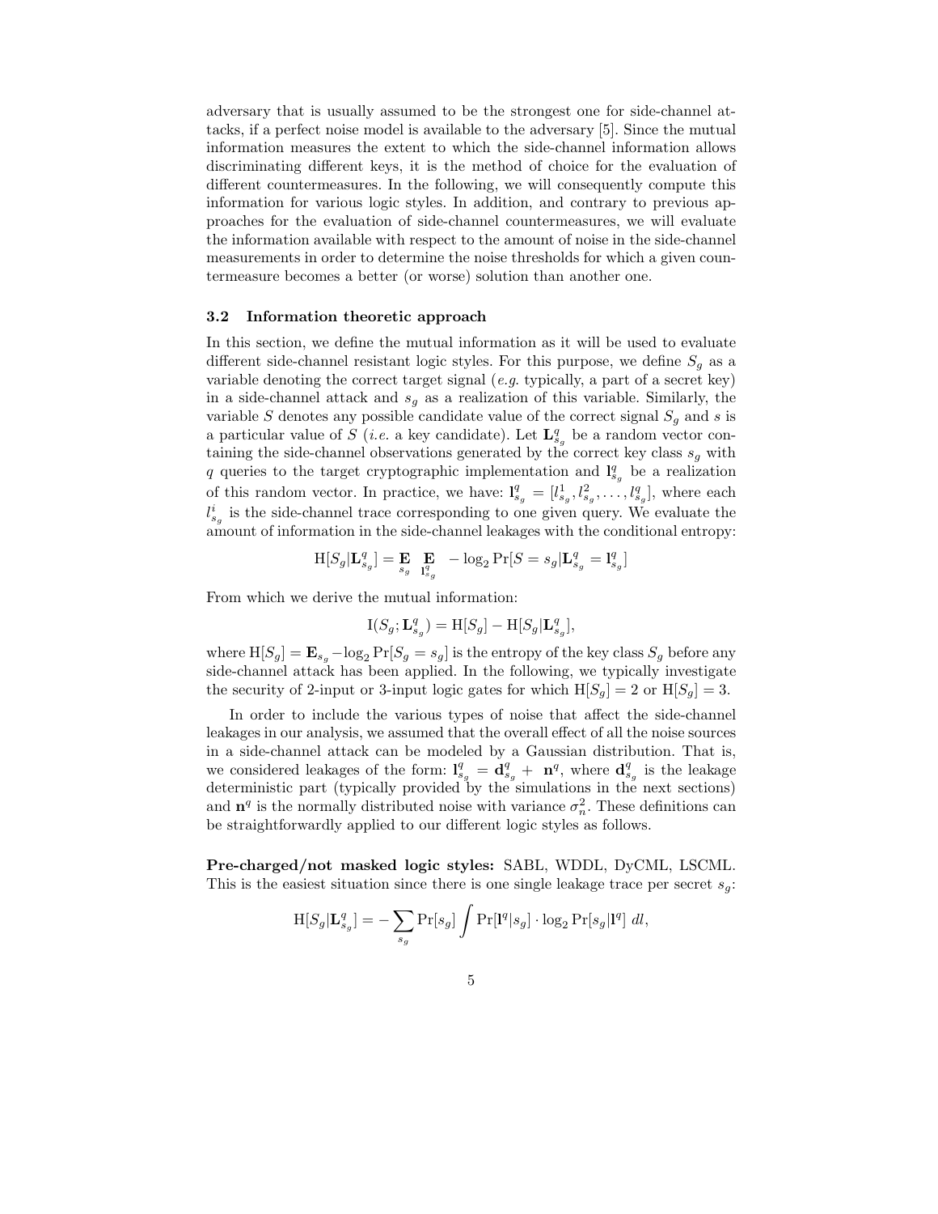adversary that is usually assumed to be the strongest one for side-channel attacks, if a perfect noise model is available to the adversary [5]. Since the mutual information measures the extent to which the side-channel information allows discriminating different keys, it is the method of choice for the evaluation of different countermeasures. In the following, we will consequently compute this information for various logic styles. In addition, and contrary to previous approaches for the evaluation of side-channel countermeasures, we will evaluate the information available with respect to the amount of noise in the side-channel measurements in order to determine the noise thresholds for which a given countermeasure becomes a better (or worse) solution than another one.

### 3.2 Information theoretic approach

In this section, we define the mutual information as it will be used to evaluate different side-channel resistant logic styles. For this purpose, we define $S_g$ as a variable denoting the correct target signal (*e.g.* typically, a part of a secret key) in a side-channel attack and $s_g$ as a realization of this variable. Similarly, the variable $S$ denotes any possible candidate value of the correct signal $S_g$ and $s$ is a particular value of $S$ (*i.e.* a key candidate). Let $\mathbf{L}^q_{s_g}$ be a random vector containing the side-channel observations generated by the correct key class $s_g$ with $q$ queries to the target cryptographic implementation and $\mathbf{l}^q_{s_g}$ be a realization of this random vector. In practice, we have: $\mathbf{l}^q_{s_g} = [l^1_{s_g}, l^2_{s_g}, \ldots, l^q_{s_g}]$, where each $l^i_{s_g}$ is the side-channel trace corresponding to one given query. We evaluate the amount of information in the side-channel leakages with the conditional entropy:

$$\mathrm{H}[S_g|\mathbf{L}^q_{s_g}] = \mathop{\mathbf{E}}_{s_g} \mathop{\mathbf{E}}_{\mathbf{l}^q_{s_g}} \; -\log_2 \Pr[S = s_g|\mathbf{L}^q_{s_g} = \mathbf{l}^q_{s_g}]$$

From which we derive the mutual information:

$$\mathrm{I}(S_g; \mathbf{L}^q_{s_g}) = \mathrm{H}[S_g] - \mathrm{H}[S_g|\mathbf{L}^q_{s_g}],$$

where $\mathrm{H}[S_g] = \mathbf{E}_{s_g} - \log_2 \Pr[S_g = s_g]$ is the entropy of the key class $S_g$ before any side-channel attack has been applied. In the following, we typically investigate the security of 2-input or 3-input logic gates for which $\mathrm{H}[S_g] = 2$ or $\mathrm{H}[S_g] = 3$.

In order to include the various types of noise that affect the side-channel leakages in our analysis, we assumed that the overall effect of all the noise sources in a side-channel attack can be modeled by a Gaussian distribution. That is, we considered leakages of the form: $\mathbf{l}^q_{s_g} = \mathbf{d}^q_{s_g} + \mathbf{n}^q$, where $\mathbf{d}^q_{s_g}$ is the leakage deterministic part (typically provided by the simulations in the next sections) and $\mathbf{n}^q$ is the normally distributed noise with variance $\sigma^2_n$. These definitions can be straightforwardly applied to our different logic styles as follows.

**Pre-charged/not masked logic styles:** SABL, WDDL, DyCML, LSCML. This is the easiest situation since there is one single leakage trace per secret $s_g$:

$$\mathrm{H}[S_g|\mathbf{L}^q_{s_g}] = -\sum_{s_g} \Pr[s_g] \int \Pr[\mathbf{l}^q|s_g] \cdot \log_2 \Pr[s_g|\mathbf{l}^q] \; dl,$$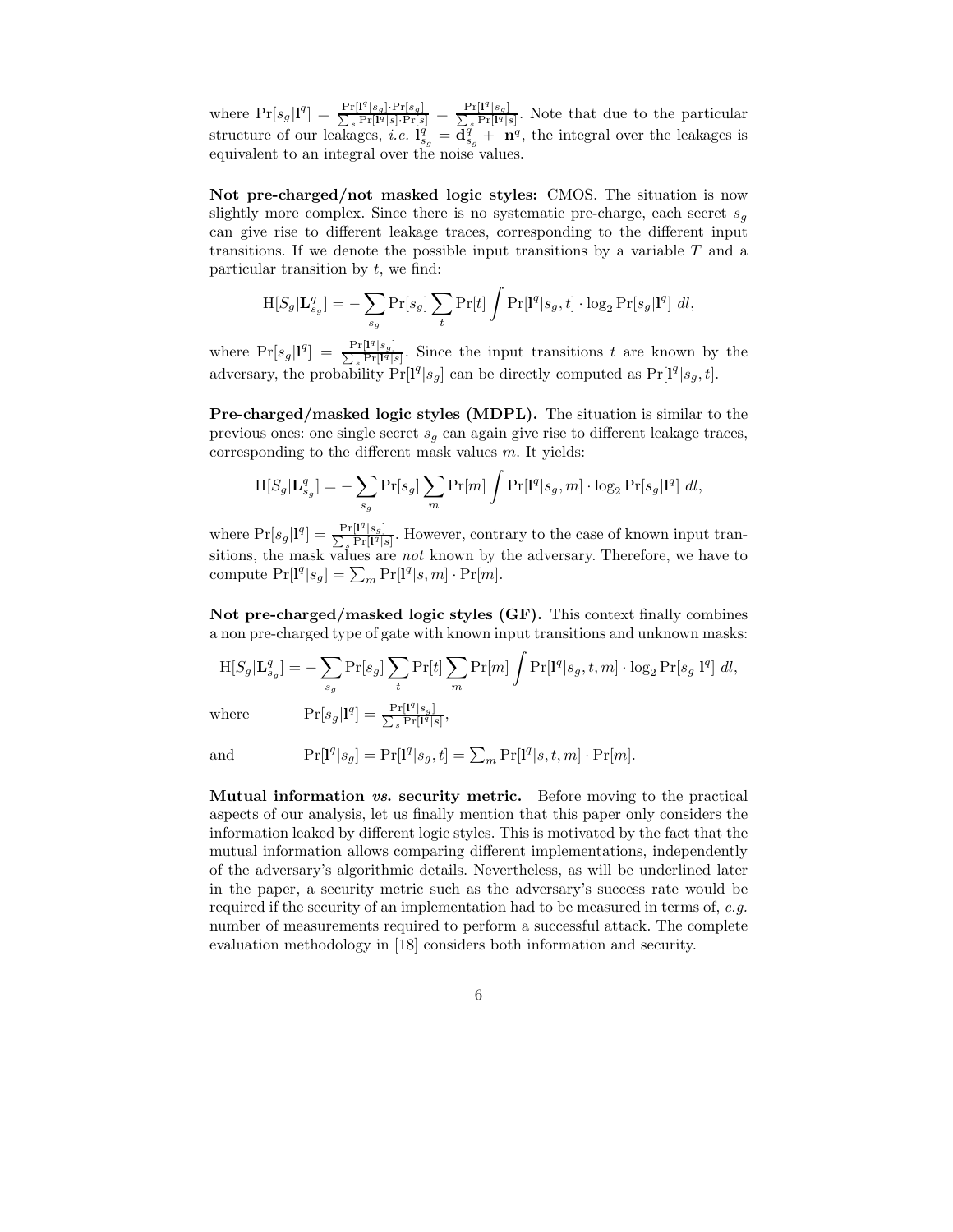where $\Pr[s_g|\mathbf{l}^q] = \frac{\Pr[\mathbf{l}^q|s_g]\cdot\Pr[s_g]}{\sum_s \Pr[\mathbf{l}^q|s]\cdot\Pr[s]} = \frac{\Pr[\mathbf{l}^q|s_g]}{\sum_s \Pr[\mathbf{l}^q|s]}$. Note that due to the particular structure of our leakages, *i.e.* $\mathbf{l}^q_{s_g} = \mathbf{d}^q_{s_g} + \mathbf{n}^q$, the integral over the leakages is equivalent to an integral over the noise values.

**Not pre-charged/not masked logic styles:** CMOS. The situation is now slightly more complex. Since there is no systematic pre-charge, each secret $s_g$ can give rise to different leakage traces, corresponding to the different input transitions. If we denote the possible input transitions by a variable $T$ and a particular transition by $t$, we find:

$$\mathrm{H}[S_g|\mathbf{L}^q_{s_g}] = -\sum_{s_g} \Pr[s_g] \sum_t \Pr[t] \int \Pr[\mathbf{l}^q|s_g, t] \cdot \log_2 \Pr[s_g|\mathbf{l}^q]\ dl,$$

where $\Pr[s_g|\mathbf{l}^q] = \frac{\Pr[\mathbf{l}^q|s_g]}{\sum_s \Pr[\mathbf{l}^q|s]}$. Since the input transitions $t$ are known by the adversary, the probability $\Pr[\mathbf{l}^q|s_g]$ can be directly computed as $\Pr[\mathbf{l}^q|s_g, t]$.

**Pre-charged/masked logic styles (MDPL).** The situation is similar to the previous ones: one single secret $s_g$ can again give rise to different leakage traces, corresponding to the different mask values $m$. It yields:

$$\mathrm{H}[S_g|\mathbf{L}^q_{s_g}] = -\sum_{s_g} \Pr[s_g] \sum_m \Pr[m] \int \Pr[\mathbf{l}^q|s_g, m] \cdot \log_2 \Pr[s_g|\mathbf{l}^q]\ dl,$$

where $\Pr[s_g|\mathbf{l}^q] = \frac{\Pr[\mathbf{l}^q|s_g]}{\sum_s \Pr[\mathbf{l}^q|s]}$. However, contrary to the case of known input transitions, the mask values are *not* known by the adversary. Therefore, we have to compute $\Pr[\mathbf{l}^q|s_g] = \sum_m \Pr[\mathbf{l}^q|s, m] \cdot \Pr[m]$.

**Not pre-charged/masked logic styles (GF).** This context finally combines a non pre-charged type of gate with known input transitions and unknown masks:

$$\mathrm{H}[S_g|\mathbf{L}^q_{s_g}] = -\sum_{s_g} \Pr[s_g] \sum_t \Pr[t] \sum_m \Pr[m] \int \Pr[\mathbf{l}^q|s_g, t, m] \cdot \log_2 \Pr[s_g|\mathbf{l}^q]\ dl,$$

where $\Pr[s_g|\mathbf{l}^q] = \frac{\Pr[\mathbf{l}^q|s_g]}{\sum_s \Pr[\mathbf{l}^q|s]}$,

and $\Pr[\mathbf{l}^q|s_g] = \Pr[\mathbf{l}^q|s_g, t] = \sum_m \Pr[\mathbf{l}^q|s, t, m] \cdot \Pr[m]$.

**Mutual information *vs.* security metric.** Before moving to the practical aspects of our analysis, let us finally mention that this paper only considers the information leaked by different logic styles. This is motivated by the fact that the mutual information allows comparing different implementations, independently of the adversary's algorithmic details. Nevertheless, as will be underlined later in the paper, a security metric such as the adversary's success rate would be required if the security of an implementation had to be measured in terms of, *e.g.* number of measurements required to perform a successful attack. The complete evaluation methodology in [18] considers both information and security.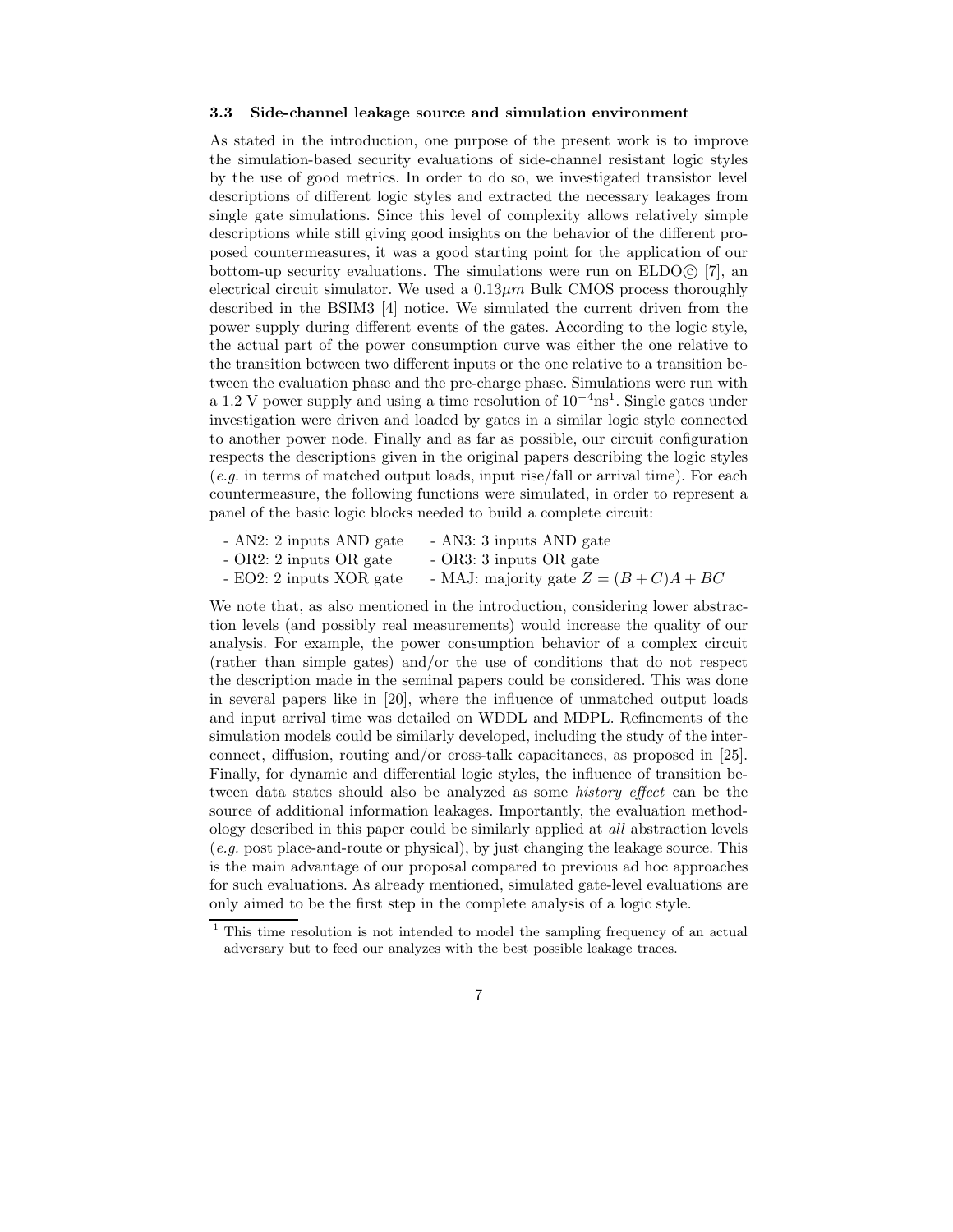### 3.3 Side-channel leakage source and simulation environment

As stated in the introduction, one purpose of the present work is to improve the simulation-based security evaluations of side-channel resistant logic styles by the use of good metrics. In order to do so, we investigated transistor level descriptions of different logic styles and extracted the necessary leakages from single gate simulations. Since this level of complexity allows relatively simple descriptions while still giving good insights on the behavior of the different proposed countermeasures, it was a good starting point for the application of our bottom-up security evaluations. The simulations were run on ELDO© [7], an electrical circuit simulator. We used a $0.13\mu m$ Bulk CMOS process thoroughly described in the BSIM3 [4] notice. We simulated the current driven from the power supply during different events of the gates. According to the logic style, the actual part of the power consumption curve was either the one relative to the transition between two different inputs or the one relative to a transition between the evaluation phase and the pre-charge phase. Simulations were run with a 1.2 V power supply and using a time resolution of $10^{-4}$ns[1]. Single gates under investigation were driven and loaded by gates in a similar logic style connected to another power node. Finally and as far as possible, our circuit configuration respects the descriptions given in the original papers describing the logic styles (*e.g.* in terms of matched output loads, input rise/fall or arrival time). For each countermeasure, the following functions were simulated, in order to represent a panel of the basic logic blocks needed to build a complete circuit:

- AN2: 2 inputs AND gate
- AN3: 3 inputs AND gate
- OR2: 2 inputs OR gate
- OR3: 3 inputs OR gate
- EO2: 2 inputs XOR gate
- MAJ: majority gate $Z = (B + C)A + BC$

We note that, as also mentioned in the introduction, considering lower abstraction levels (and possibly real measurements) would increase the quality of our analysis. For example, the power consumption behavior of a complex circuit (rather than simple gates) and/or the use of conditions that do not respect the description made in the seminal papers could be considered. This was done in several papers like in [20], where the influence of unmatched output loads and input arrival time was detailed on WDDL and MDPL. Refinements of the simulation models could be similarly developed, including the study of the interconnect, diffusion, routing and/or cross-talk capacitances, as proposed in [25]. Finally, for dynamic and differential logic styles, the influence of transition between data states should also be analyzed as some *history effect* can be the source of additional information leakages. Importantly, the evaluation methodology described in this paper could be similarly applied at *all* abstraction levels (*e.g.* post place-and-route or physical), by just changing the leakage source. This is the main advantage of our proposal compared to previous ad hoc approaches for such evaluations. As already mentioned, simulated gate-level evaluations are only aimed to be the first step in the complete analysis of a logic style.

[1] This time resolution is not intended to model the sampling frequency of an actual adversary but to feed our analyzes with the best possible leakage traces.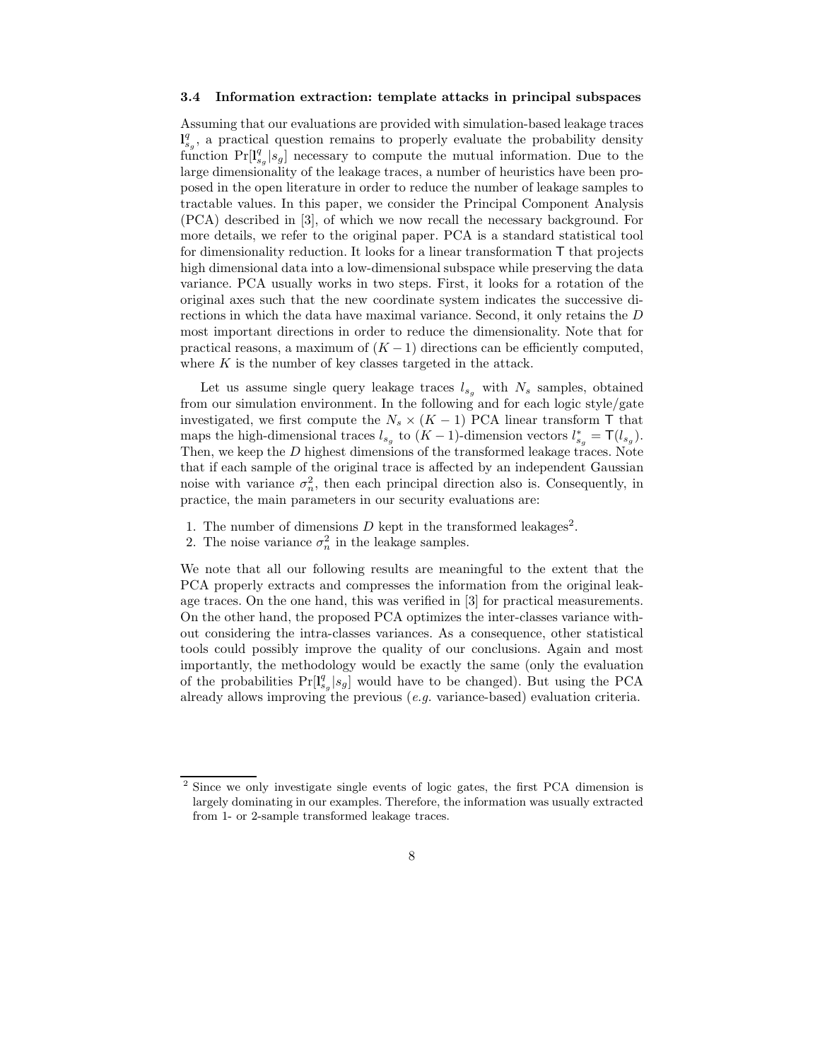### 3.4 Information extraction: template attacks in principal subspaces

Assuming that our evaluations are provided with simulation-based leakage traces $\mathbf{l}^q_{s_g}$, a practical question remains to properly evaluate the probability density function $\Pr[\mathbf{l}^q_{s_g}|s_g]$ necessary to compute the mutual information. Due to the large dimensionality of the leakage traces, a number of heuristics have been proposed in the open literature in order to reduce the number of leakage samples to tractable values. In this paper, we consider the Principal Component Analysis (PCA) described in [3], of which we now recall the necessary background. For more details, we refer to the original paper. PCA is a standard statistical tool for dimensionality reduction. It looks for a linear transformation $\mathsf{T}$ that projects high dimensional data into a low-dimensional subspace while preserving the data variance. PCA usually works in two steps. First, it looks for a rotation of the original axes such that the new coordinate system indicates the successive directions in which the data have maximal variance. Second, it only retains the $D$ most important directions in order to reduce the dimensionality. Note that for practical reasons, a maximum of $(K-1)$ directions can be efficiently computed, where $K$ is the number of key classes targeted in the attack.

Let us assume single query leakage traces $l_{s_g}$ with $N_s$ samples, obtained from our simulation environment. In the following and for each logic style/gate investigated, we first compute the $N_s \times (K-1)$ PCA linear transform $\mathsf{T}$ that maps the high-dimensional traces $l_{s_g}$ to $(K-1)$-dimension vectors $l^*_{s_g} = \mathsf{T}(l_{s_g})$. Then, we keep the $D$ highest dimensions of the transformed leakage traces. Note that if each sample of the original trace is affected by an independent Gaussian noise with variance $\sigma_n^2$, then each principal direction also is. Consequently, in practice, the main parameters in our security evaluations are:

1. The number of dimensions $D$ kept in the transformed leakages[2].
2. The noise variance $\sigma_n^2$ in the leakage samples.

We note that all our following results are meaningful to the extent that the PCA properly extracts and compresses the information from the original leakage traces. On the one hand, this was verified in [3] for practical measurements. On the other hand, the proposed PCA optimizes the inter-classes variance without considering the intra-classes variances. As a consequence, other statistical tools could possibly improve the quality of our conclusions. Again and most importantly, the methodology would be exactly the same (only the evaluation of the probabilities $\Pr[\mathbf{l}^q_{s_g}|s_g]$ would have to be changed). But using the PCA already allows improving the previous (*e.g.* variance-based) evaluation criteria.

---

[2] Since we only investigate single events of logic gates, the first PCA dimension is largely dominating in our examples. Therefore, the information was usually extracted from 1- or 2-sample transformed leakage traces.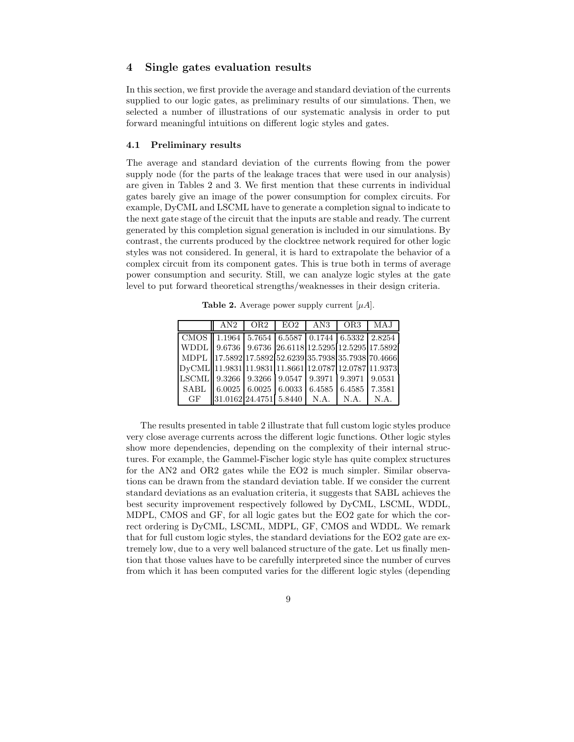## 4 Single gates evaluation results

In this section, we first provide the average and standard deviation of the currents supplied to our logic gates, as preliminary results of our simulations. Then, we selected a number of illustrations of our systematic analysis in order to put forward meaningful intuitions on different logic styles and gates.

### 4.1 Preliminary results

The average and standard deviation of the currents flowing from the power supply node (for the parts of the leakage traces that were used in our analysis) are given in Tables 2 and 3. We first mention that these currents in individual gates barely give an image of the power consumption for complex circuits. For example, DyCML and LSCML have to generate a completion signal to indicate to the next gate stage of the circuit that the inputs are stable and ready. The current generated by this completion signal generation is included in our simulations. By contrast, the currents produced by the clocktree network required for other logic styles was not considered. In general, it is hard to extrapolate the behavior of a complex circuit from its component gates. This is true both in terms of average power consumption and security. Still, we can analyze logic styles at the gate level to put forward theoretical strengths/weaknesses in their design criteria.

**Table 2.** Average power supply current [$\mu A$].

| | AN2 | OR2 | EO2 | AN3 | OR3 | MAJ |
|---|---|---|---|---|---|---|
| CMOS | 1.1964 | 5.7654 | 6.5587 | 0.1744 | 6.5332 | 2.8254 |
| WDDL | 9.6736 | 9.6736 | 26.6118 | 12.5295 | 12.5295 | 17.5892 |
| MDPL | 17.5892 | 17.5892 | 52.6239 | 35.7938 | 35.7938 | 70.4666 |
| DyCML | 11.9831 | 11.9831 | 11.8661 | 12.0787 | 12.0787 | 11.9373 |
| LSCML | 9.3266 | 9.3266 | 9.0547 | 9.3971 | 9.3971 | 9.0531 |
| SABL | 6.0025 | 6.0025 | 6.0033 | 6.4585 | 6.4585 | 7.3581 |
| GF | 31.0162 | 24.4751 | 5.8440 | N.A. | N.A. | N.A. |

The results presented in table 2 illustrate that full custom logic styles produce very close average currents across the different logic functions. Other logic styles show more dependencies, depending on the complexity of their internal structures. For example, the Gammel-Fischer logic style has quite complex structures for the AN2 and OR2 gates while the EO2 is much simpler. Similar observations can be drawn from the standard deviation table. If we consider the current standard deviations as an evaluation criteria, it suggests that SABL achieves the best security improvement respectively followed by DyCML, LSCML, WDDL, MDPL, CMOS and GF, for all logic gates but the EO2 gate for which the correct ordering is DyCML, LSCML, MDPL, GF, CMOS and WDDL. We remark that for full custom logic styles, the standard deviations for the EO2 gate are extremely low, due to a very well balanced structure of the gate. Let us finally mention that those values have to be carefully interpreted since the number of curves from which it has been computed varies for the different logic styles (depending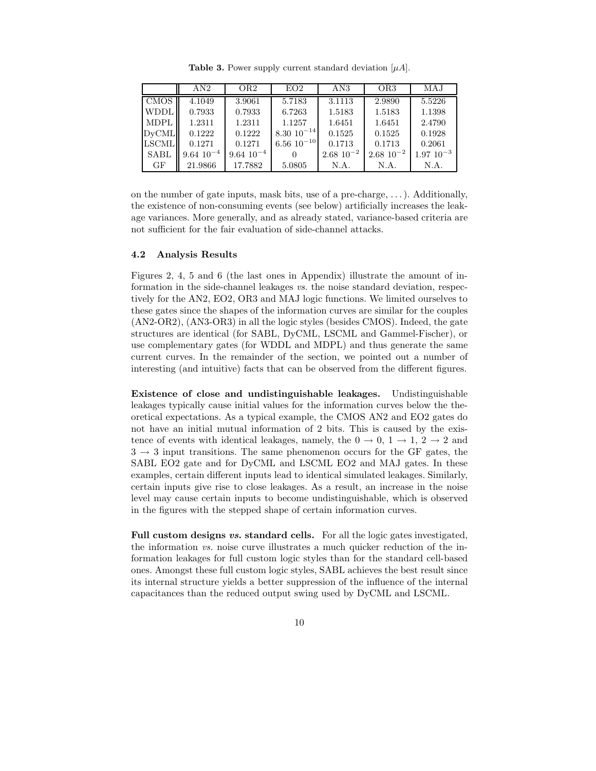**Table 3.** Power supply current standard deviation [$\mu A$].

| | AN2 | OR2 | EO2 | AN3 | OR3 | MAJ |
|---|---|---|---|---|---|---|
| CMOS | 4.1049 | 3.9061 | 5.7183 | 3.1113 | 2.9890 | 5.5226 |
| WDDL | 0.7933 | 0.7933 | 6.7263 | 1.5183 | 1.5183 | 1.1398 |
| MDPL | 1.2311 | 1.2311 | 1.1257 | 1.6451 | 1.6451 | 2.4790 |
| DyCML | 0.1222 | 0.1222 | $8.30\ 10^{-14}$ | 0.1525 | 0.1525 | 0.1928 |
| LSCML | 0.1271 | 0.1271 | $6.56\ 10^{-10}$ | 0.1713 | 0.1713 | 0.2061 |
| SABL | $9.64\ 10^{-4}$ | $9.64\ 10^{-4}$ | 0 | $2.68\ 10^{-2}$ | $2.68\ 10^{-2}$ | $1.97\ 10^{-3}$ |
| GF | 21.9866 | 17.7882 | 5.0805 | N.A. | N.A. | N.A. |

on the number of gate inputs, mask bits, use of a pre-charge, ...). Additionally, the existence of non-consuming events (see below) artificially increases the leakage variances. More generally, and as already stated, variance-based criteria are not sufficient for the fair evaluation of side-channel attacks.

### 4.2 Analysis Results

Figures 2, 4, 5 and 6 (the last ones in Appendix) illustrate the amount of information in the side-channel leakages *vs.* the noise standard deviation, respectively for the AN2, EO2, OR3 and MAJ logic functions. We limited ourselves to these gates since the shapes of the information curves are similar for the couples (AN2-OR2), (AN3-OR3) in all the logic styles (besides CMOS). Indeed, the gate structures are identical (for SABL, DyCML, LSCML and Gammel-Fischer), or use complementary gates (for WDDL and MDPL) and thus generate the same current curves. In the remainder of the section, we pointed out a number of interesting (and intuitive) facts that can be observed from the different figures.

**Existence of close and undistinguishable leakages.** Undistinguishable leakages typically cause initial values for the information curves below the theoretical expectations. As a typical example, the CMOS AN2 and EO2 gates do not have an initial mutual information of 2 bits. This is caused by the existence of events with identical leakages, namely, the $0 \rightarrow 0$, $1 \rightarrow 1$, $2 \rightarrow 2$ and $3 \rightarrow 3$ input transitions. The same phenomenon occurs for the GF gates, the SABL EO2 gate and for DyCML and LSCML EO2 and MAJ gates. In these examples, certain different inputs lead to identical simulated leakages. Similarly, certain inputs give rise to close leakages. As a result, an increase in the noise level may cause certain inputs to become undistinguishable, which is observed in the figures with the stepped shape of certain information curves.

**Full custom designs *vs.* standard cells.** For all the logic gates investigated, the information *vs.* noise curve illustrates a much quicker reduction of the information leakages for full custom logic styles than for the standard cell-based ones. Amongst these full custom logic styles, SABL achieves the best result since its internal structure yields a better suppression of the influence of the internal capacitances than the reduced output swing used by DyCML and LSCML.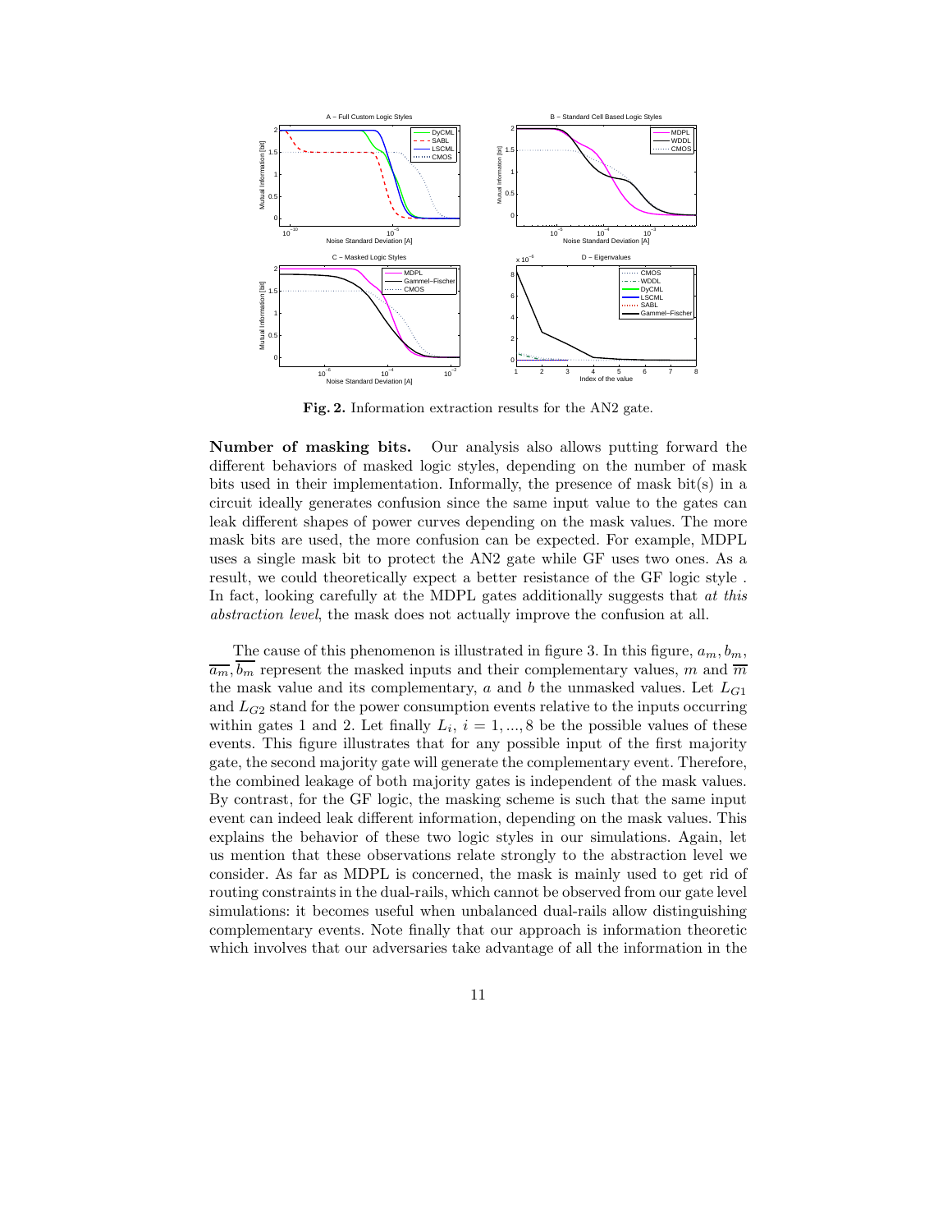**Fig. 2.** Information extraction results for the AN2 gate.

**Number of masking bits.** Our analysis also allows putting forward the different behaviors of masked logic styles, depending on the number of mask bits used in their implementation. Informally, the presence of mask bit(s) in a circuit ideally generates confusion since the same input value to the gates can leak different shapes of power curves depending on the mask values. The more mask bits are used, the more confusion can be expected. For example, MDPL uses a single mask bit to protect the AN2 gate while GF uses two ones. As a result, we could theoretically expect a better resistance of the GF logic style . In fact, looking carefully at the MDPL gates additionally suggests that *at this abstraction level*, the mask does not actually improve the confusion at all.

The cause of this phenomenon is illustrated in figure 3. In this figure, $a_m, b_m$, $\overline{a_m}, \overline{b_m}$ represent the masked inputs and their complementary values, $m$ and $\overline{m}$ the mask value and its complementary, $a$ and $b$ the unmasked values. Let $L_{G1}$ and $L_{G2}$ stand for the power consumption events relative to the inputs occurring within gates 1 and 2. Let finally $L_i$, $i = 1, ..., 8$ be the possible values of these events. This figure illustrates that for any possible input of the first majority gate, the second majority gate will generate the complementary event. Therefore, the combined leakage of both majority gates is independent of the mask values. By contrast, for the GF logic, the masking scheme is such that the same input event can indeed leak different information, depending on the mask values. This explains the behavior of these two logic styles in our simulations. Again, let us mention that these observations relate strongly to the abstraction level we consider. As far as MDPL is concerned, the mask is mainly used to get rid of routing constraints in the dual-rails, which cannot be observed from our gate level simulations: it becomes useful when unbalanced dual-rails allow distinguishing complementary events. Note finally that our approach is information theoretic which involves that our adversaries take advantage of all the information in the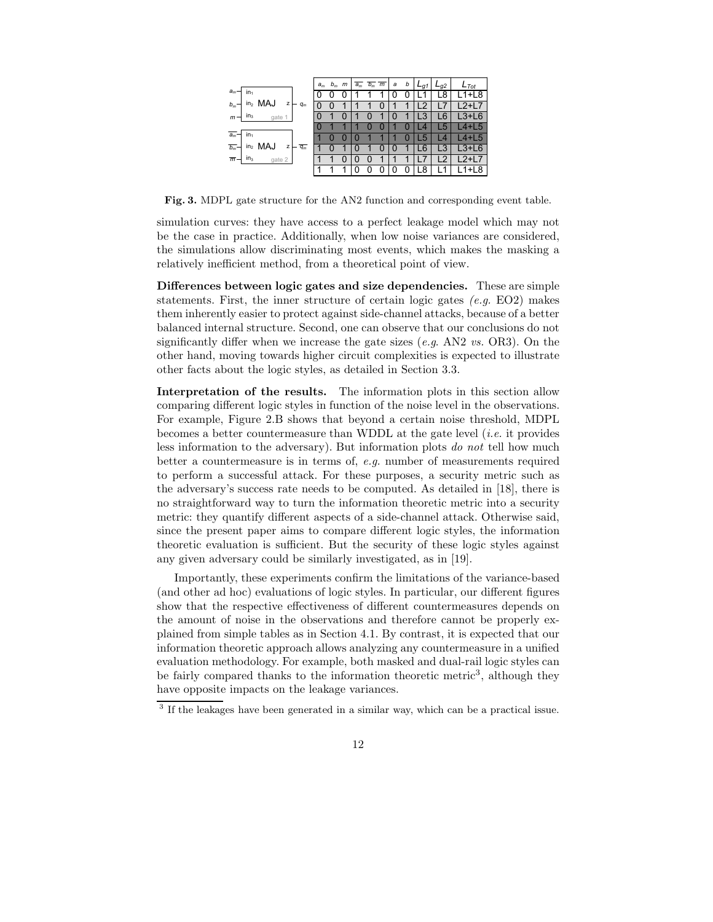| $a_m$ | $b_m$ | $m$ | $\overline{a_m}$ | $\overline{b_m}$ | $\overline{m}$ | $a$ | $b$ | $L_{g1}$ | $L_{g2}$ | $L_{Tot}$ |
|---|---|---|---|---|---|---|---|---|---|---|
| 0 | 0 | 0 | 1 | 1 | 1 | 0 | 0 | L1 | L8 | L1+L8 |
| 0 | 0 | 1 | 1 | 1 | 0 | 1 | 1 | L2 | L7 | L2+L7 |
| 0 | 1 | 0 | 1 | 0 | 1 | 0 | 1 | L3 | L6 | L3+L6 |
| 0 | 1 | 1 | 1 | 0 | 0 | 1 | 0 | L4 | L5 | L4+L5 |
| 1 | 0 | 0 | 0 | 1 | 1 | 1 | 0 | L5 | L4 | L4+L5 |
| 1 | 0 | 1 | 0 | 1 | 0 | 0 | 1 | L6 | L3 | L3+L6 |
| 1 | 1 | 0 | 0 | 0 | 1 | 1 | 1 | L7 | L2 | L2+L7 |
| 1 | 1 | 1 | 0 | 0 | 0 | 0 | 0 | L8 | L1 | L1+L8 |

**Fig. 3.** MDPL gate structure for the AN2 function and corresponding event table.

simulation curves: they have access to a perfect leakage model which may not be the case in practice. Additionally, when low noise variances are considered, the simulations allow discriminating most events, which makes the masking a relatively inefficient method, from a theoretical point of view.

**Differences between logic gates and size dependencies.** These are simple statements. First, the inner structure of certain logic gates *(e.g.* EO2) makes them inherently easier to protect against side-channel attacks, because of a better balanced internal structure. Second, one can observe that our conclusions do not significantly differ when we increase the gate sizes (*e.g.* AN2 *vs.* OR3). On the other hand, moving towards higher circuit complexities is expected to illustrate other facts about the logic styles, as detailed in Section 3.3.

**Interpretation of the results.** The information plots in this section allow comparing different logic styles in function of the noise level in the observations. For example, Figure 2.B shows that beyond a certain noise threshold, MDPL becomes a better countermeasure than WDDL at the gate level (*i.e.* it provides less information to the adversary). But information plots *do not* tell how much better a countermeasure is in terms of, *e.g.* number of measurements required to perform a successful attack. For these purposes, a security metric such as the adversary's success rate needs to be computed. As detailed in [18], there is no straightforward way to turn the information theoretic metric into a security metric: they quantify different aspects of a side-channel attack. Otherwise said, since the present paper aims to compare different logic styles, the information theoretic evaluation is sufficient. But the security of these logic styles against any given adversary could be similarly investigated, as in [19].

Importantly, these experiments confirm the limitations of the variance-based (and other ad hoc) evaluations of logic styles. In particular, our different figures show that the respective effectiveness of different countermeasures depends on the amount of noise in the observations and therefore cannot be properly explained from simple tables as in Section 4.1. By contrast, it is expected that our information theoretic approach allows analyzing any countermeasure in a unified evaluation methodology. For example, both masked and dual-rail logic styles can be fairly compared thanks to the information theoretic metric[3], although they have opposite impacts on the leakage variances.

[3] If the leakages have been generated in a similar way, which can be a practical issue.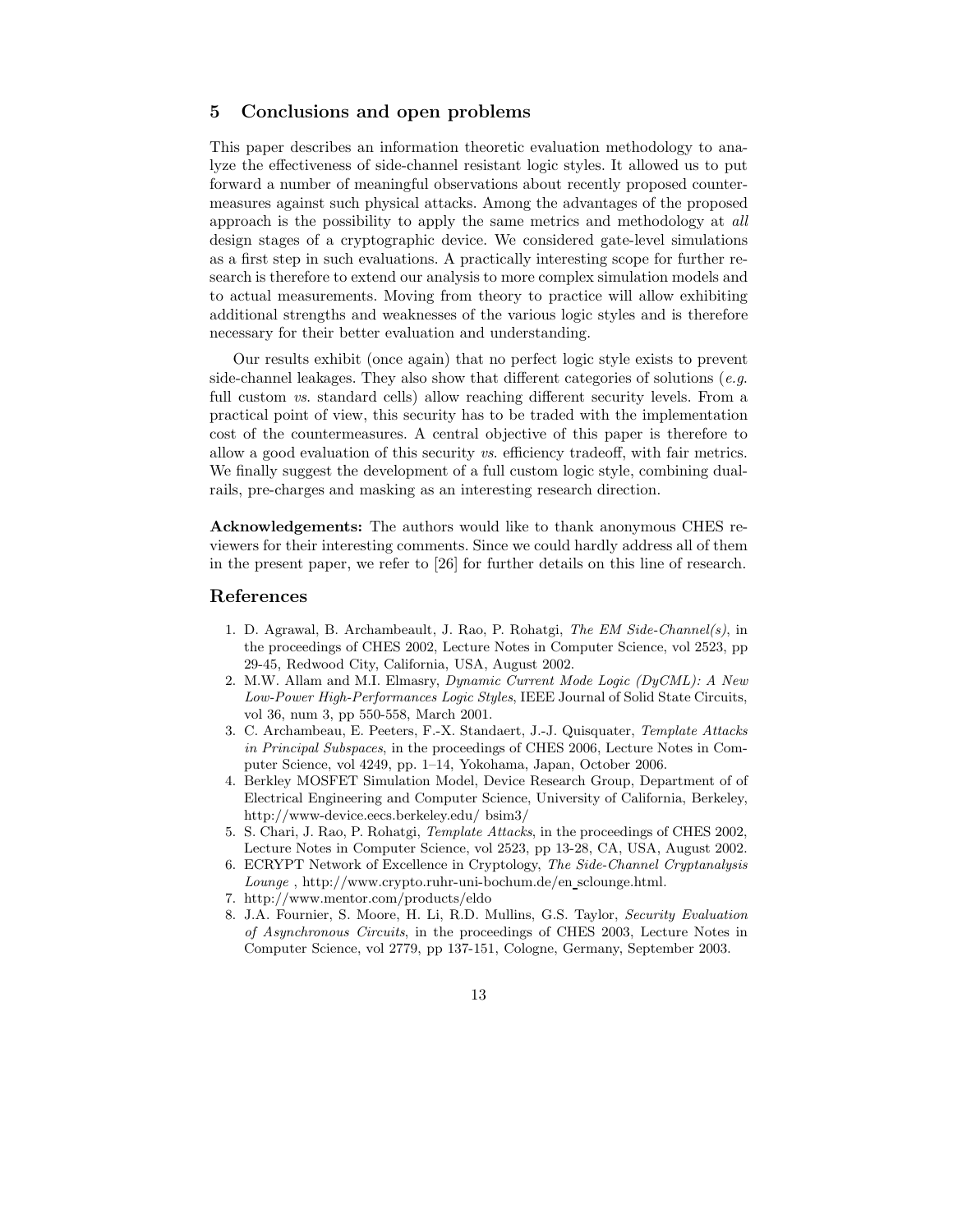## 5 Conclusions and open problems

This paper describes an information theoretic evaluation methodology to analyze the effectiveness of side-channel resistant logic styles. It allowed us to put forward a number of meaningful observations about recently proposed countermeasures against such physical attacks. Among the advantages of the proposed approach is the possibility to apply the same metrics and methodology at *all* design stages of a cryptographic device. We considered gate-level simulations as a first step in such evaluations. A practically interesting scope for further research is therefore to extend our analysis to more complex simulation models and to actual measurements. Moving from theory to practice will allow exhibiting additional strengths and weaknesses of the various logic styles and is therefore necessary for their better evaluation and understanding.

Our results exhibit (once again) that no perfect logic style exists to prevent side-channel leakages. They also show that different categories of solutions (*e.g.* full custom *vs.* standard cells) allow reaching different security levels. From a practical point of view, this security has to be traded with the implementation cost of the countermeasures. A central objective of this paper is therefore to allow a good evaluation of this security *vs.* efficiency tradeoff, with fair metrics. We finally suggest the development of a full custom logic style, combining dual-rails, pre-charges and masking as an interesting research direction.

**Acknowledgements:** The authors would like to thank anonymous CHES reviewers for their interesting comments. Since we could hardly address all of them in the present paper, we refer to [26] for further details on this line of research.

## References

1. D. Agrawal, B. Archambeault, J. Rao, P. Rohatgi, *The EM Side-Channel(s)*, in the proceedings of CHES 2002, Lecture Notes in Computer Science, vol 2523, pp 29-45, Redwood City, California, USA, August 2002.
2. M.W. Allam and M.I. Elmasry, *Dynamic Current Mode Logic (DyCML): A New Low-Power High-Performances Logic Styles*, IEEE Journal of Solid State Circuits, vol 36, num 3, pp 550-558, March 2001.
3. C. Archambeau, E. Peeters, F.-X. Standaert, J.-J. Quisquater, *Template Attacks in Principal Subspaces*, in the proceedings of CHES 2006, Lecture Notes in Computer Science, vol 4249, pp. 1–14, Yokohama, Japan, October 2006.
4. Berkley MOSFET Simulation Model, Device Research Group, Department of of Electrical Engineering and Computer Science, University of California, Berkeley, http://www-device.eecs.berkeley.edu/ bsim3/
5. S. Chari, J. Rao, P. Rohatgi, *Template Attacks*, in the proceedings of CHES 2002, Lecture Notes in Computer Science, vol 2523, pp 13-28, CA, USA, August 2002.
6. ECRYPT Network of Excellence in Cryptology, *The Side-Channel Cryptanalysis Lounge* , http://www.crypto.ruhr-uni-bochum.de/en_sclounge.html.
7. http://www.mentor.com/products/eldo
8. J.A. Fournier, S. Moore, H. Li, R.D. Mullins, G.S. Taylor, *Security Evaluation of Asynchronous Circuits*, in the proceedings of CHES 2003, Lecture Notes in Computer Science, vol 2779, pp 137-151, Cologne, Germany, September 2003.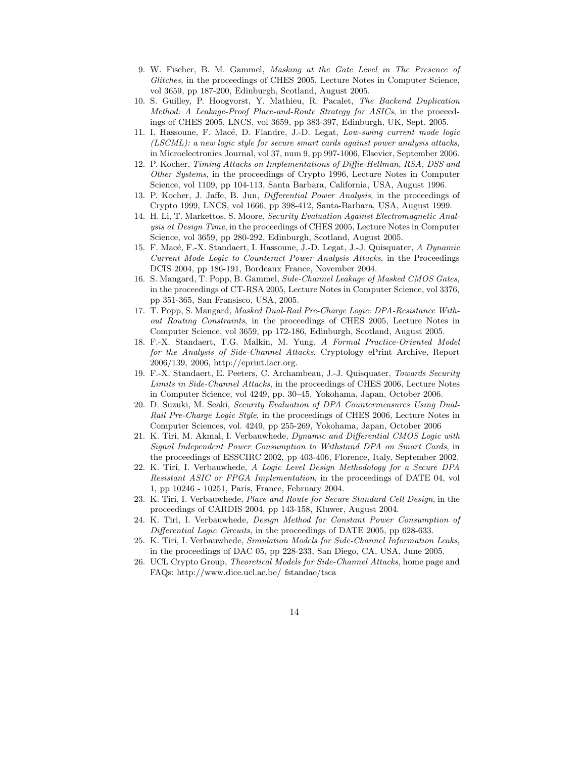9. W. Fischer, B. M. Gammel, *Masking at the Gate Level in The Presence of Glitches*, in the proceedings of CHES 2005, Lecture Notes in Computer Science, vol 3659, pp 187-200, Edinburgh, Scotland, August 2005.
10. S. Guilley, P. Hoogvorst, Y. Mathieu, R. Pacalet, *The Backend Duplication Method: A Leakage-Proof Place-and-Route Strategy for ASICs*, in the proceedings of CHES 2005, LNCS, vol 3659, pp 383-397, Edinburgh, UK, Sept. 2005.
11. I. Hassoune, F. Macé, D. Flandre, J.-D. Legat, *Low-swing current mode logic (LSCML): a new logic style for secure smart cards against power analysis attacks*, in Microelectronics Journal, vol 37, num 9, pp 997-1006, Elsevier, September 2006.
12. P. Kocher, *Timing Attacks on Implementations of Diffie-Hellman, RSA, DSS and Other Systems*, in the proceedings of Crypto 1996, Lecture Notes in Computer Science, vol 1109, pp 104-113, Santa Barbara, California, USA, August 1996.
13. P. Kocher, J. Jaffe, B. Jun, *Differential Power Analysis*, in the proceedings of Crypto 1999, LNCS, vol 1666, pp 398-412, Santa-Barbara, USA, August 1999.
14. H. Li, T. Markettos, S. Moore, *Security Evaluation Against Electromagnetic Analysis at Design Time*, in the proceedings of CHES 2005, Lecture Notes in Computer Science, vol 3659, pp 280-292, Edinburgh, Scotland, August 2005.
15. F. Macé, F.-X. Standaert, I. Hassoune, J.-D. Legat, J.-J. Quisquater, *A Dynamic Current Mode Logic to Counteract Power Analysis Attacks*, in the Proceedings DCIS 2004, pp 186-191, Bordeaux France, November 2004.
16. S. Mangard, T. Popp, B. Gammel, *Side-Channel Leakage of Masked CMOS Gates*, in the proceedings of CT-RSA 2005, Lecture Notes in Computer Science, vol 3376, pp 351-365, San Fransisco, USA, 2005.
17. T. Popp, S. Mangard, *Masked Dual-Rail Pre-Charge Logic: DPA-Resistance Without Routing Constraints*, in the proceedings of CHES 2005, Lecture Notes in Computer Science, vol 3659, pp 172-186, Edinburgh, Scotland, August 2005.
18. F.-X. Standaert, T.G. Malkin, M. Yung, *A Formal Practice-Oriented Model for the Analysis of Side-Channel Attacks*, Cryptology ePrint Archive, Report 2006/139, 2006, http://eprint.iacr.org.
19. F.-X. Standaert, E. Peeters, C. Archambeau, J.-J. Quisquater, *Towards Security Limits in Side-Channel Attacks*, in the proceedings of CHES 2006, Lecture Notes in Computer Science, vol 4249, pp. 30–45, Yokohama, Japan, October 2006.
20. D. Suzuki, M. Seaki, *Security Evaluation of DPA Countermeasures Using Dual-Rail Pre-Charge Logic Style*, in the proceedings of CHES 2006, Lecture Notes in Computer Sciences, vol. 4249, pp 255-269, Yokohama, Japan, October 2006
21. K. Tiri, M. Akmal, I. Verbauwhede, *Dynamic and Differential CMOS Logic with Signal Independent Power Consumption to Withstand DPA on Smart Cards*, in the proceedings of ESSCIRC 2002, pp 403-406, Florence, Italy, September 2002.
22. K. Tiri, I. Verbauwhede, *A Logic Level Design Methodology for a Secure DPA Resistant ASIC or FPGA Implementation*, in the proceedings of DATE 04, vol 1, pp 10246 - 10251, Paris, France, February 2004.
23. K. Tiri, I. Verbauwhede, *Place and Route for Secure Standard Cell Design*, in the proceedings of CARDIS 2004, pp 143-158, Kluwer, August 2004.
24. K. Tiri, I. Verbauwhede, *Design Method for Constant Power Consumption of Differential Logic Circuits*, in the proceedings of DATE 2005, pp 628-633.
25. K. Tiri, I. Verbauwhede, *Simulation Models for Side-Channel Information Leaks*, in the proceedings of DAC 05, pp 228-233, San Diego, CA, USA, June 2005.
26. UCL Crypto Group, *Theoretical Models for Side-Channel Attacks*, home page and FAQs: http://www.dice.ucl.ac.be/ fstandae/tsca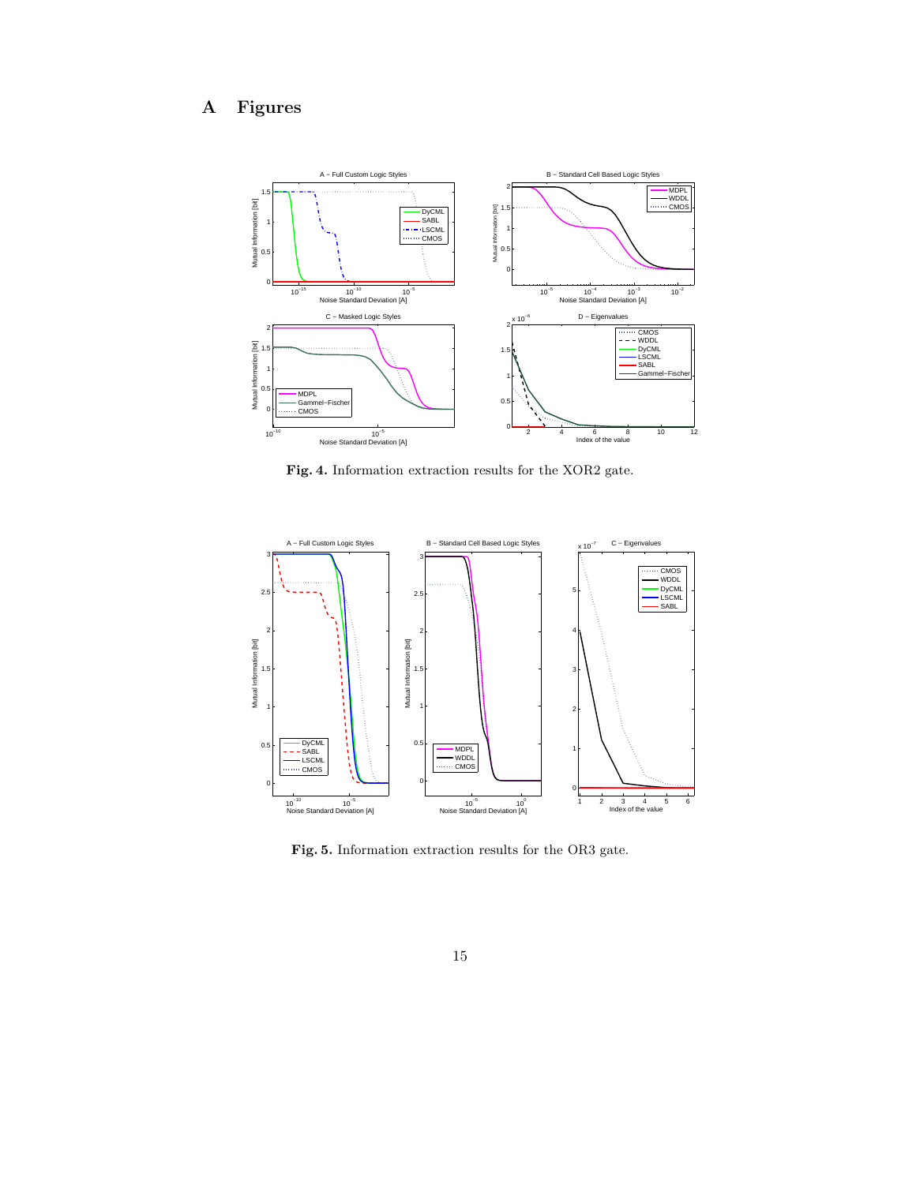# A Figures

**Fig. 4.** Information extraction results for the XOR2 gate.

**Fig. 5.** Information extraction results for the OR3 gate.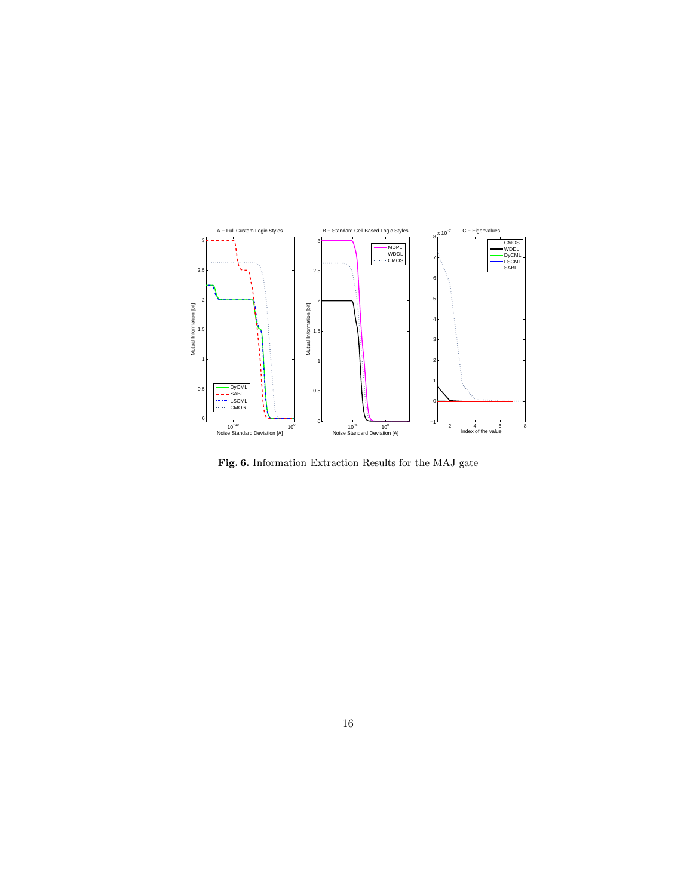A − Full Custom Logic Styles

Mutual Information [bit]

3
2.5
2
1.5
1
0.5
0

$10^{-10}$
$10^{0}$

Noise Standard Deviation [A]

DyCML
SABL
LSCML
CMOS

B − Standard Cell Based Logic Styles

Mutual Information [bit]

3
2.5
2
1.5
1
0.5
0

$10^{-5}$
$10^{0}$

Noise Standard Deviation [A]

MDPL
WDDL
CMOS

C − Eigenvalues

$x\ 10^{-7}$

8
7
6
5
4
3
2
1
0
−1

2
4
6
8

Index of the value

CMOS
WDDL
DyCML
LSCML
SABL

**Fig. 6.** Information Extraction Results for the MAJ gate